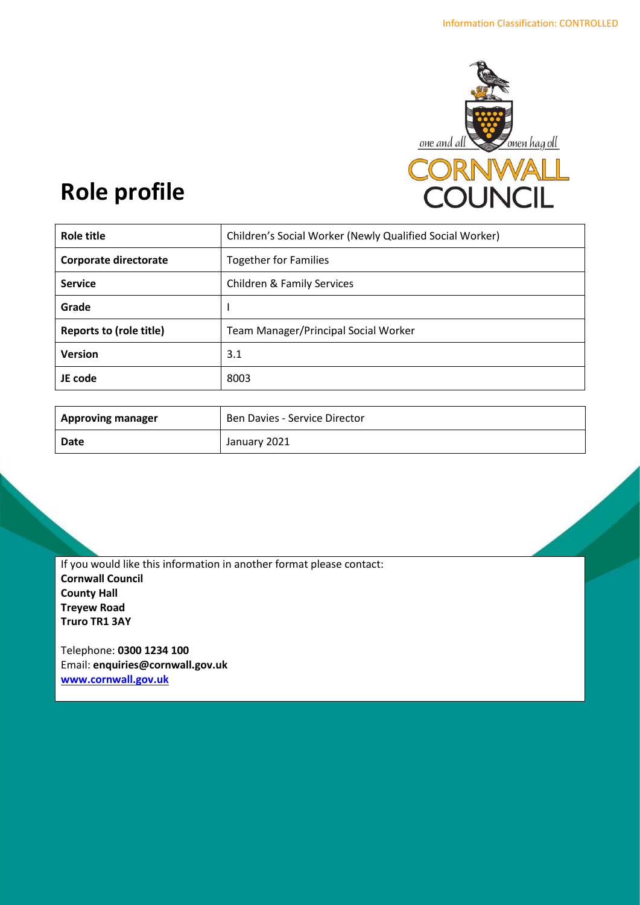Information Classification: CONTROLLED

# Role profile

| | |
|---|---|
| **Role title** | Children's Social Worker (Newly Qualified Social Worker) |
| **Corporate directorate** | Together for Families |
| **Service** | Children & Family Services |
| **Grade** | I |
| **Reports to (role title)** | Team Manager/Principal Social Worker |
| **Version** | 3.1 |
| **JE code** | 8003 |

| | |
|---|---|
| **Approving manager** | Ben Davies - Service Director |
| **Date** | January 2021 |

If you would like this information in another format please contact:
**Cornwall Council**
**County Hall**
**Treyew Road**
**Truro TR1 3AY**

Telephone: **0300 1234 100**
Email: **enquiries@cornwall.gov.uk**
**www.cornwall.gov.uk**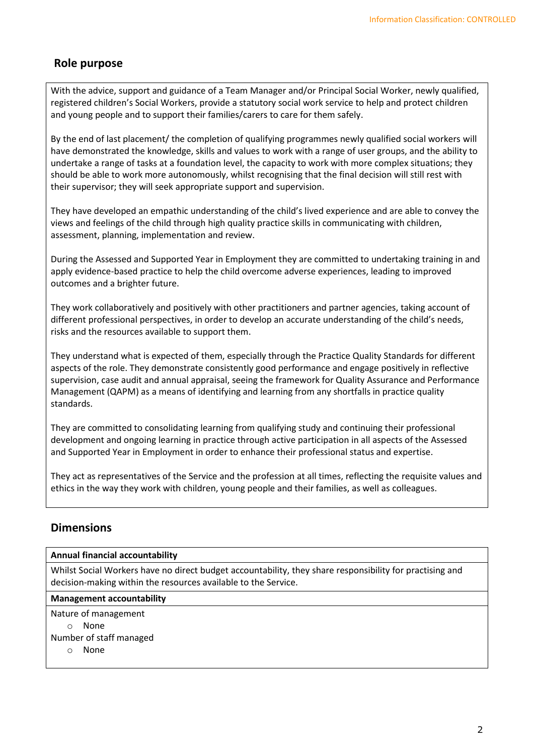## Role purpose

With the advice, support and guidance of a Team Manager and/or Principal Social Worker, newly qualified, registered children's Social Workers, provide a statutory social work service to help and protect children and young people and to support their families/carers to care for them safely.

By the end of last placement/ the completion of qualifying programmes newly qualified social workers will have demonstrated the knowledge, skills and values to work with a range of user groups, and the ability to undertake a range of tasks at a foundation level, the capacity to work with more complex situations; they should be able to work more autonomously, whilst recognising that the final decision will still rest with their supervisor; they will seek appropriate support and supervision.

They have developed an empathic understanding of the child's lived experience and are able to convey the views and feelings of the child through high quality practice skills in communicating with children, assessment, planning, implementation and review.

During the Assessed and Supported Year in Employment they are committed to undertaking training in and apply evidence-based practice to help the child overcome adverse experiences, leading to improved outcomes and a brighter future.

They work collaboratively and positively with other practitioners and partner agencies, taking account of different professional perspectives, in order to develop an accurate understanding of the child's needs, risks and the resources available to support them.

They understand what is expected of them, especially through the Practice Quality Standards for different aspects of the role. They demonstrate consistently good performance and engage positively in reflective supervision, case audit and annual appraisal, seeing the framework for Quality Assurance and Performance Management (QAPM) as a means of identifying and learning from any shortfalls in practice quality standards.

They are committed to consolidating learning from qualifying study and continuing their professional development and ongoing learning in practice through active participation in all aspects of the Assessed and Supported Year in Employment in order to enhance their professional status and expertise.

They act as representatives of the Service and the profession at all times, reflecting the requisite values and ethics in the way they work with children, young people and their families, as well as colleagues.

## Dimensions

**Annual financial accountability**

Whilst Social Workers have no direct budget accountability, they share responsibility for practising and decision-making within the resources available to the Service.

**Management accountability**

Nature of management
- None

Number of staff managed
- None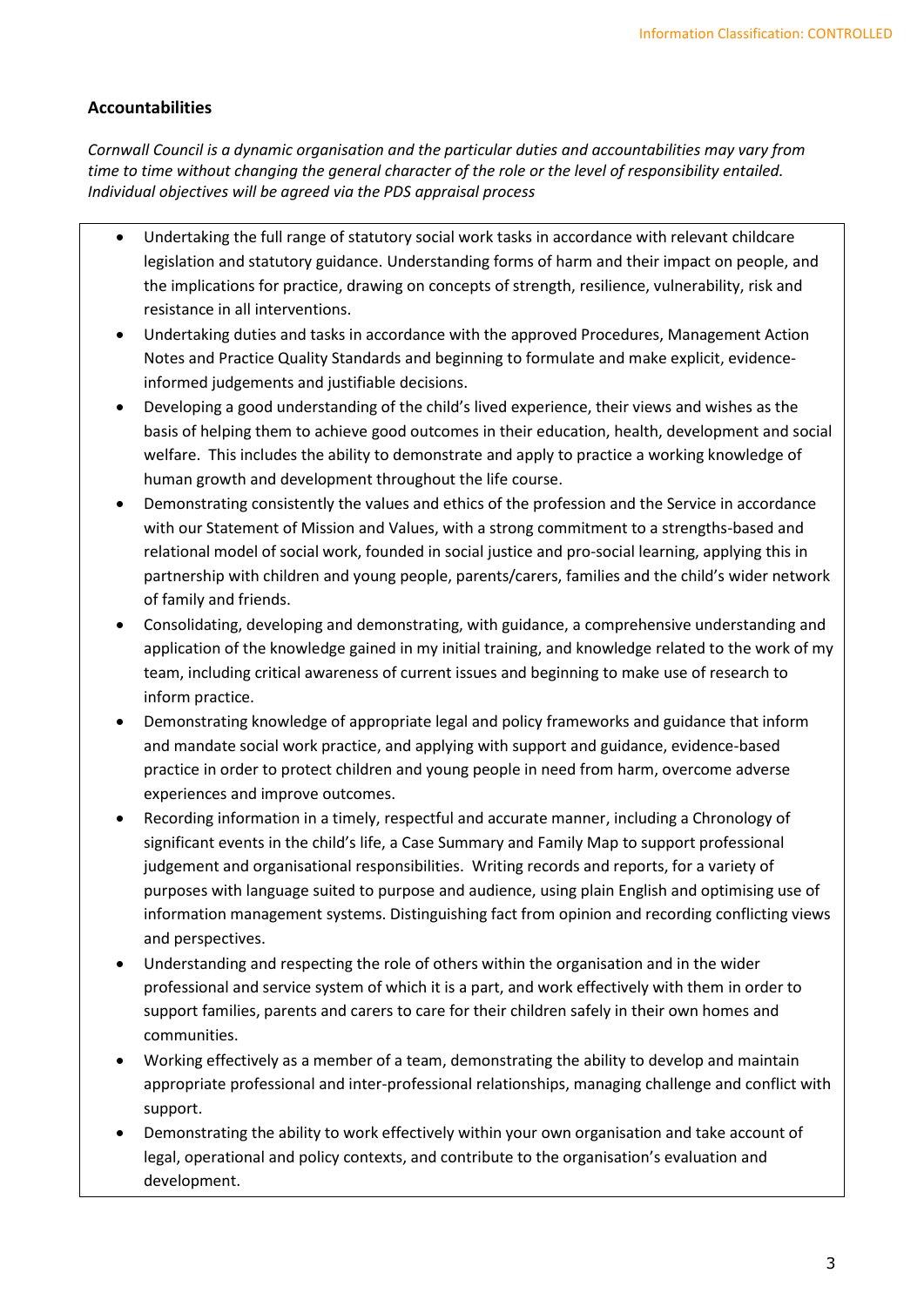## Accountabilities

*Cornwall Council is a dynamic organisation and the particular duties and accountabilities may vary from time to time without changing the general character of the role or the level of responsibility entailed. Individual objectives will be agreed via the PDS appraisal process*

- Undertaking the full range of statutory social work tasks in accordance with relevant childcare legislation and statutory guidance. Understanding forms of harm and their impact on people, and the implications for practice, drawing on concepts of strength, resilience, vulnerability, risk and resistance in all interventions.
- Undertaking duties and tasks in accordance with the approved Procedures, Management Action Notes and Practice Quality Standards and beginning to formulate and make explicit, evidence-informed judgements and justifiable decisions.
- Developing a good understanding of the child's lived experience, their views and wishes as the basis of helping them to achieve good outcomes in their education, health, development and social welfare. This includes the ability to demonstrate and apply to practice a working knowledge of human growth and development throughout the life course.
- Demonstrating consistently the values and ethics of the profession and the Service in accordance with our Statement of Mission and Values, with a strong commitment to a strengths-based and relational model of social work, founded in social justice and pro-social learning, applying this in partnership with children and young people, parents/carers, families and the child's wider network of family and friends.
- Consolidating, developing and demonstrating, with guidance, a comprehensive understanding and application of the knowledge gained in my initial training, and knowledge related to the work of my team, including critical awareness of current issues and beginning to make use of research to inform practice.
- Demonstrating knowledge of appropriate legal and policy frameworks and guidance that inform and mandate social work practice, and applying with support and guidance, evidence-based practice in order to protect children and young people in need from harm, overcome adverse experiences and improve outcomes.
- Recording information in a timely, respectful and accurate manner, including a Chronology of significant events in the child's life, a Case Summary and Family Map to support professional judgement and organisational responsibilities. Writing records and reports, for a variety of purposes with language suited to purpose and audience, using plain English and optimising use of information management systems. Distinguishing fact from opinion and recording conflicting views and perspectives.
- Understanding and respecting the role of others within the organisation and in the wider professional and service system of which it is a part, and work effectively with them in order to support families, parents and carers to care for their children safely in their own homes and communities.
- Working effectively as a member of a team, demonstrating the ability to develop and maintain appropriate professional and inter-professional relationships, managing challenge and conflict with support.
- Demonstrating the ability to work effectively within your own organisation and take account of legal, operational and policy contexts, and contribute to the organisation's evaluation and development.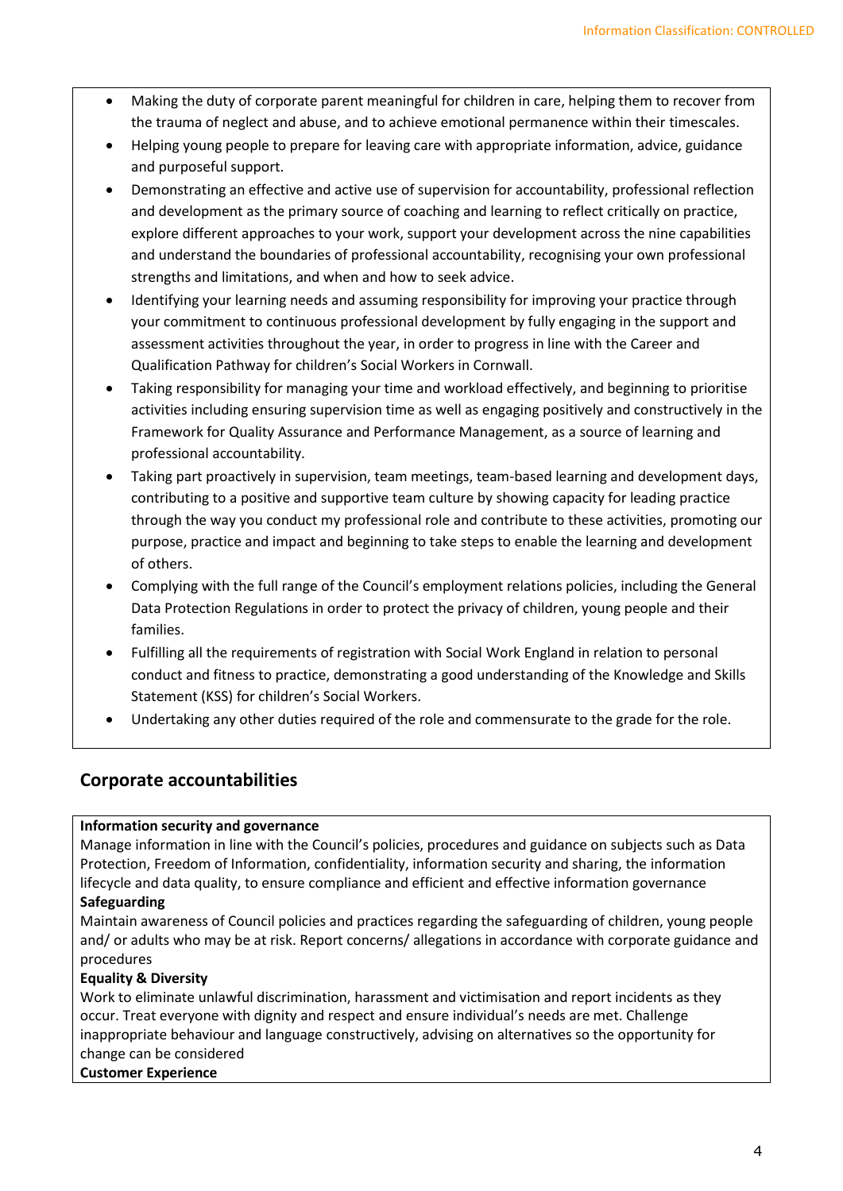- Making the duty of corporate parent meaningful for children in care, helping them to recover from the trauma of neglect and abuse, and to achieve emotional permanence within their timescales.
- Helping young people to prepare for leaving care with appropriate information, advice, guidance and purposeful support.
- Demonstrating an effective and active use of supervision for accountability, professional reflection and development as the primary source of coaching and learning to reflect critically on practice, explore different approaches to your work, support your development across the nine capabilities and understand the boundaries of professional accountability, recognising your own professional strengths and limitations, and when and how to seek advice.
- Identifying your learning needs and assuming responsibility for improving your practice through your commitment to continuous professional development by fully engaging in the support and assessment activities throughout the year, in order to progress in line with the Career and Qualification Pathway for children's Social Workers in Cornwall.
- Taking responsibility for managing your time and workload effectively, and beginning to prioritise activities including ensuring supervision time as well as engaging positively and constructively in the Framework for Quality Assurance and Performance Management, as a source of learning and professional accountability.
- Taking part proactively in supervision, team meetings, team-based learning and development days, contributing to a positive and supportive team culture by showing capacity for leading practice through the way you conduct my professional role and contribute to these activities, promoting our purpose, practice and impact and beginning to take steps to enable the learning and development of others.
- Complying with the full range of the Council's employment relations policies, including the General Data Protection Regulations in order to protect the privacy of children, young people and their families.
- Fulfilling all the requirements of registration with Social Work England in relation to personal conduct and fitness to practice, demonstrating a good understanding of the Knowledge and Skills Statement (KSS) for children's Social Workers.
- Undertaking any other duties required of the role and commensurate to the grade for the role.

## Corporate accountabilities

**Information security and governance**
Manage information in line with the Council's policies, procedures and guidance on subjects such as Data Protection, Freedom of Information, confidentiality, information security and sharing, the information lifecycle and data quality, to ensure compliance and efficient and effective information governance

**Safeguarding**
Maintain awareness of Council policies and practices regarding the safeguarding of children, young people and/ or adults who may be at risk. Report concerns/ allegations in accordance with corporate guidance and procedures

**Equality & Diversity**
Work to eliminate unlawful discrimination, harassment and victimisation and report incidents as they occur. Treat everyone with dignity and respect and ensure individual's needs are met. Challenge inappropriate behaviour and language constructively, advising on alternatives so the opportunity for change can be considered

**Customer Experience**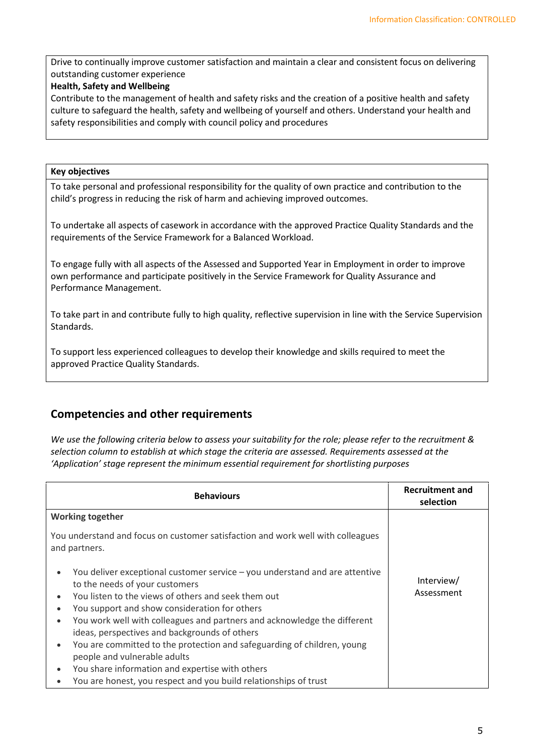Information Classification: CONTROLLED

Drive to continually improve customer satisfaction and maintain a clear and consistent focus on delivering outstanding customer experience

**Health, Safety and Wellbeing**

Contribute to the management of health and safety risks and the creation of a positive health and safety culture to safeguard the health, safety and wellbeing of yourself and others. Understand your health and safety responsibilities and comply with council policy and procedures

**Key objectives**

To take personal and professional responsibility for the quality of own practice and contribution to the child's progress in reducing the risk of harm and achieving improved outcomes.

To undertake all aspects of casework in accordance with the approved Practice Quality Standards and the requirements of the Service Framework for a Balanced Workload.

To engage fully with all aspects of the Assessed and Supported Year in Employment in order to improve own performance and participate positively in the Service Framework for Quality Assurance and Performance Management.

To take part in and contribute fully to high quality, reflective supervision in line with the Service Supervision Standards.

To support less experienced colleagues to develop their knowledge and skills required to meet the approved Practice Quality Standards.

## Competencies and other requirements

*We use the following criteria below to assess your suitability for the role; please refer to the recruitment & selection column to establish at which stage the criteria are assessed. Requirements assessed at the 'Application' stage represent the minimum essential requirement for shortlisting purposes*

| Behaviours | Recruitment and selection |
|---|---|
| **Working together**<br><br>You understand and focus on customer satisfaction and work well with colleagues and partners.<br><br>• You deliver exceptional customer service – you understand and are attentive to the needs of your customers<br>• You listen to the views of others and seek them out<br>• You support and show consideration for others<br>• You work well with colleagues and partners and acknowledge the different ideas, perspectives and backgrounds of others<br>• You are committed to the protection and safeguarding of children, young people and vulnerable adults<br>• You share information and expertise with others<br>• You are honest, you respect and you build relationships of trust | Interview/ Assessment |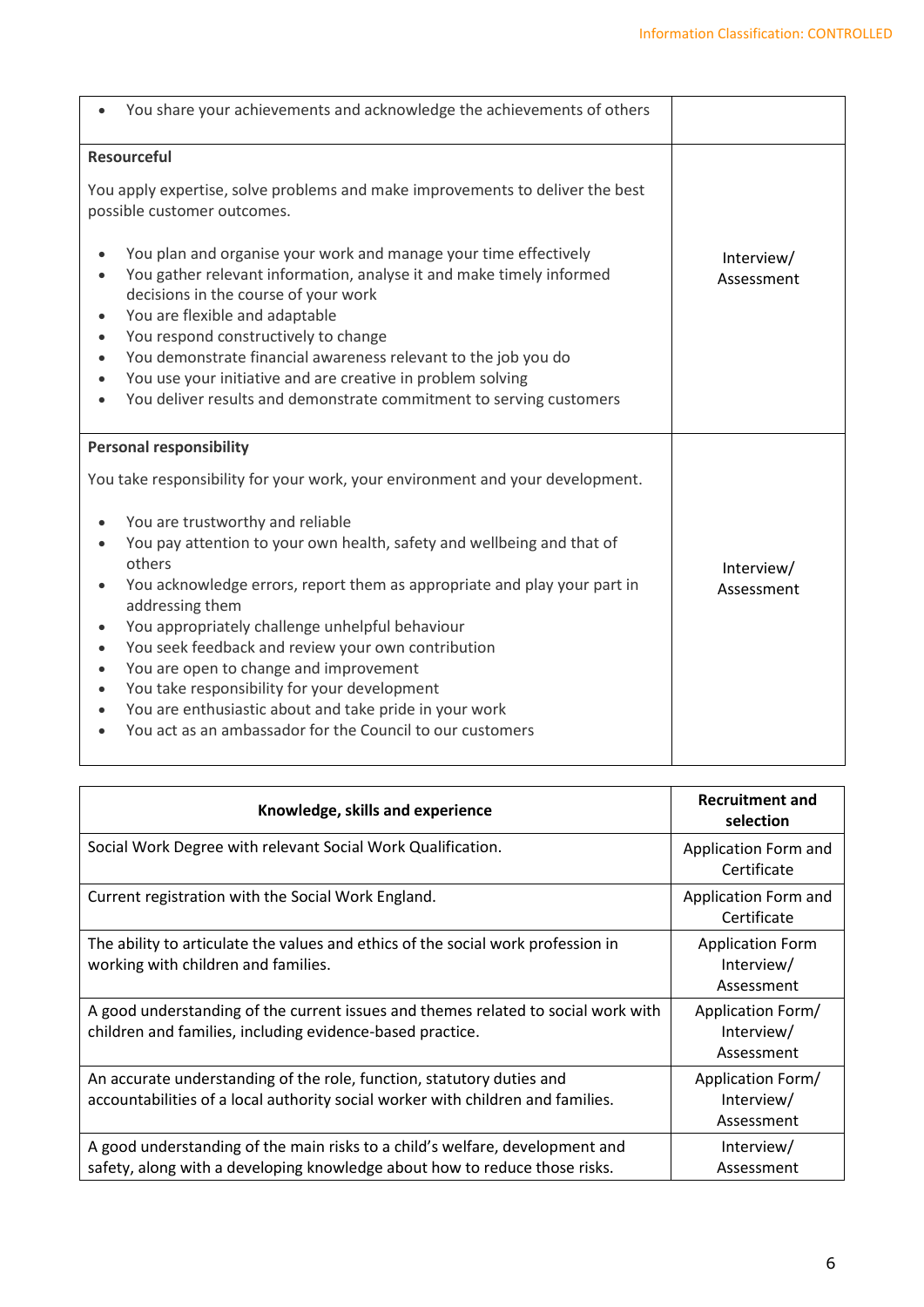| | |
|---|---|
| <ul><li>You share your achievements and acknowledge the achievements of others</li></ul> | |
| **Resourceful**<br><br>You apply expertise, solve problems and make improvements to deliver the best possible customer outcomes.<br><ul><li>You plan and organise your work and manage your time effectively</li><li>You gather relevant information, analyse it and make timely informed decisions in the course of your work</li><li>You are flexible and adaptable</li><li>You respond constructively to change</li><li>You demonstrate financial awareness relevant to the job you do</li><li>You use your initiative and are creative in problem solving</li><li>You deliver results and demonstrate commitment to serving customers</li></ul> | Interview/ Assessment |
| **Personal responsibility**<br><br>You take responsibility for your work, your environment and your development.<br><ul><li>You are trustworthy and reliable</li><li>You pay attention to your own health, safety and wellbeing and that of others</li><li>You acknowledge errors, report them as appropriate and play your part in addressing them</li><li>You appropriately challenge unhelpful behaviour</li><li>You seek feedback and review your own contribution</li><li>You are open to change and improvement</li><li>You take responsibility for your development</li><li>You are enthusiastic about and take pride in your work</li><li>You act as an ambassador for the Council to our customers</li></ul> | Interview/ Assessment |

| Knowledge, skills and experience | Recruitment and selection |
|---|---|
| Social Work Degree with relevant Social Work Qualification. | Application Form and Certificate |
| Current registration with the Social Work England. | Application Form and Certificate |
| The ability to articulate the values and ethics of the social work profession in working with children and families. | Application Form Interview/ Assessment |
| A good understanding of the current issues and themes related to social work with children and families, including evidence-based practice. | Application Form/ Interview/ Assessment |
| An accurate understanding of the role, function, statutory duties and accountabilities of a local authority social worker with children and families. | Application Form/ Interview/ Assessment |
| A good understanding of the main risks to a child's welfare, development and safety, along with a developing knowledge about how to reduce those risks. | Interview/ Assessment |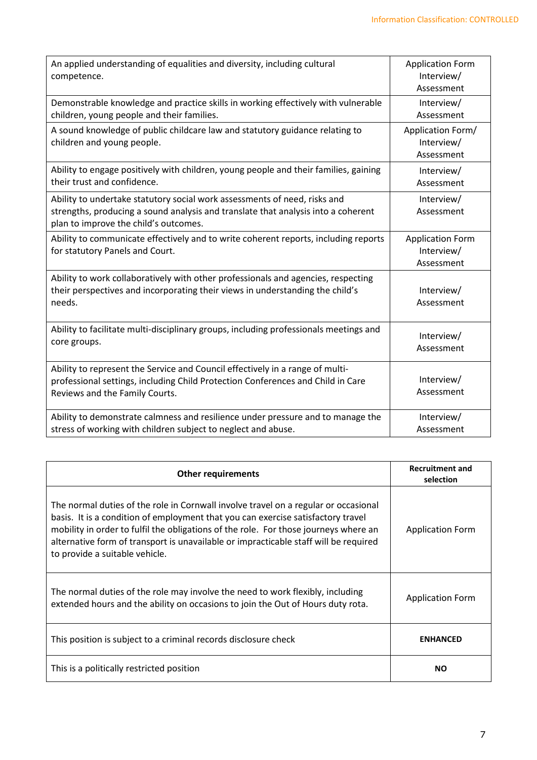| | |
|---|---|
| An applied understanding of equalities and diversity, including cultural competence. | Application Form Interview/ Assessment |
| Demonstrable knowledge and practice skills in working effectively with vulnerable children, young people and their families. | Interview/ Assessment |
| A sound knowledge of public childcare law and statutory guidance relating to children and young people. | Application Form/ Interview/ Assessment |
| Ability to engage positively with children, young people and their families, gaining their trust and confidence. | Interview/ Assessment |
| Ability to undertake statutory social work assessments of need, risks and strengths, producing a sound analysis and translate that analysis into a coherent plan to improve the child's outcomes. | Interview/ Assessment |
| Ability to communicate effectively and to write coherent reports, including reports for statutory Panels and Court. | Application Form Interview/ Assessment |
| Ability to work collaboratively with other professionals and agencies, respecting their perspectives and incorporating their views in understanding the child's needs. | Interview/ Assessment |
| Ability to facilitate multi-disciplinary groups, including professionals meetings and core groups. | Interview/ Assessment |
| Ability to represent the Service and Council effectively in a range of multi-professional settings, including Child Protection Conferences and Child in Care Reviews and the Family Courts. | Interview/ Assessment |
| Ability to demonstrate calmness and resilience under pressure and to manage the stress of working with children subject to neglect and abuse. | Interview/ Assessment |

| **Other requirements** | **Recruitment and selection** |
|---|---|
| The normal duties of the role in Cornwall involve travel on a regular or occasional basis. It is a condition of employment that you can exercise satisfactory travel mobility in order to fulfil the obligations of the role. For those journeys where an alternative form of transport is unavailable or impracticable staff will be required to provide a suitable vehicle. | Application Form |
| The normal duties of the role may involve the need to work flexibly, including extended hours and the ability on occasions to join the Out of Hours duty rota. | Application Form |
| This position is subject to a criminal records disclosure check | **ENHANCED** |
| This is a politically restricted position | **NO** |